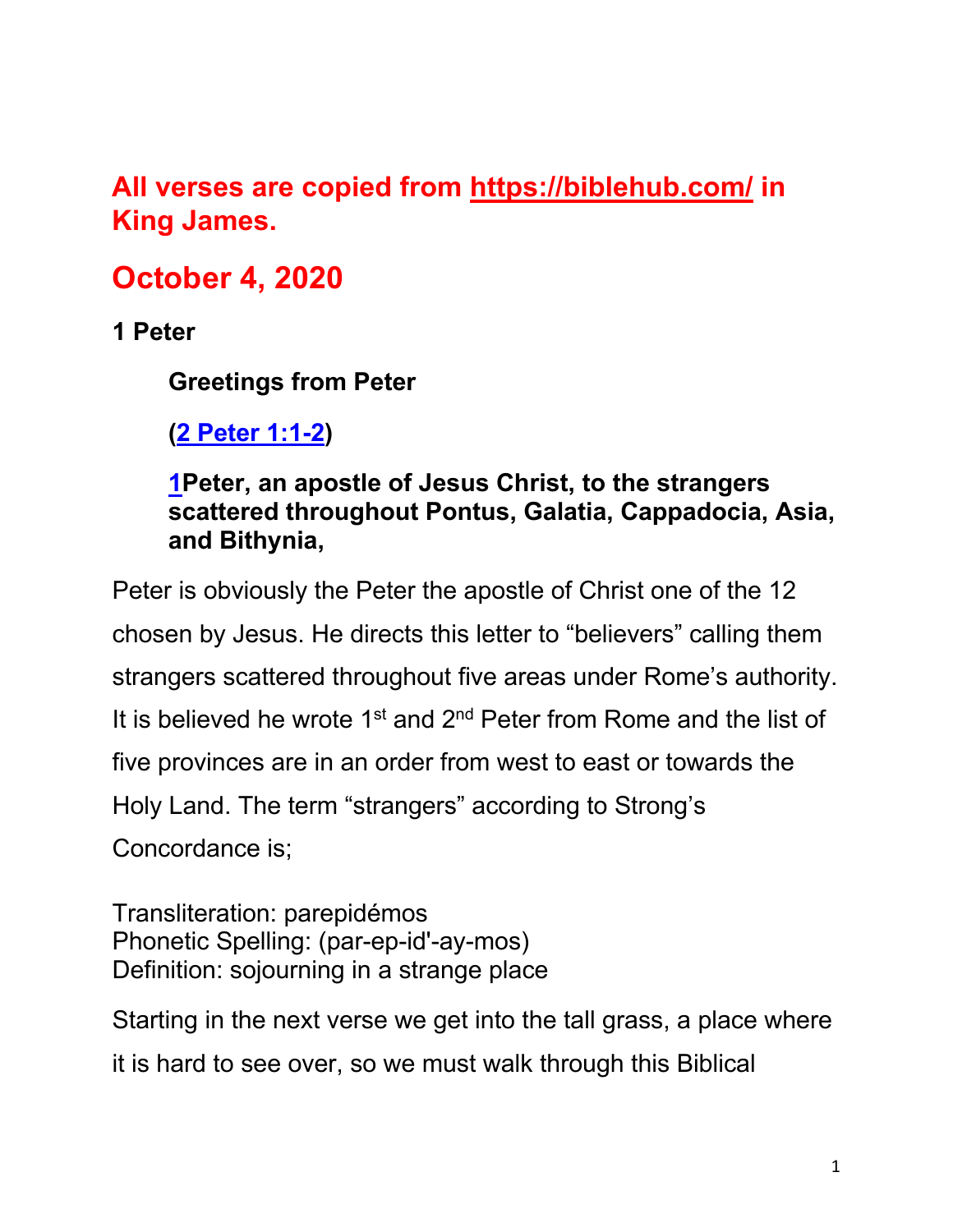**All verses are copied from https://biblehub.com/ in King James.**

# October 4, 2020

**1 Peter**

**Greetings from Peter**

**(2 Peter 1:1-2)**

**1Peter, an apostle of Jesus Christ, to the strangers scattered throughout Pontus, Galatia, Cappadocia, Asia, and Bithynia,**

Peter is obviously the Peter the apostle of Christ one of the 12 chosen by Jesus. He directs this letter to "believers" calling them strangers scattered throughout five areas under Rome's authority. It is believed he wrote 1st and 2nd Peter from Rome and the list of five provinces are in an order from west to east or towards the Holy Land. The term "strangers" according to Strong's Concordance is;

Transliteration: parepidémos
Phonetic Spelling: (par-ep-id'-ay-mos)
Definition: sojourning in a strange place

Starting in the next verse we get into the tall grass, a place where it is hard to see over, so we must walk through this Biblical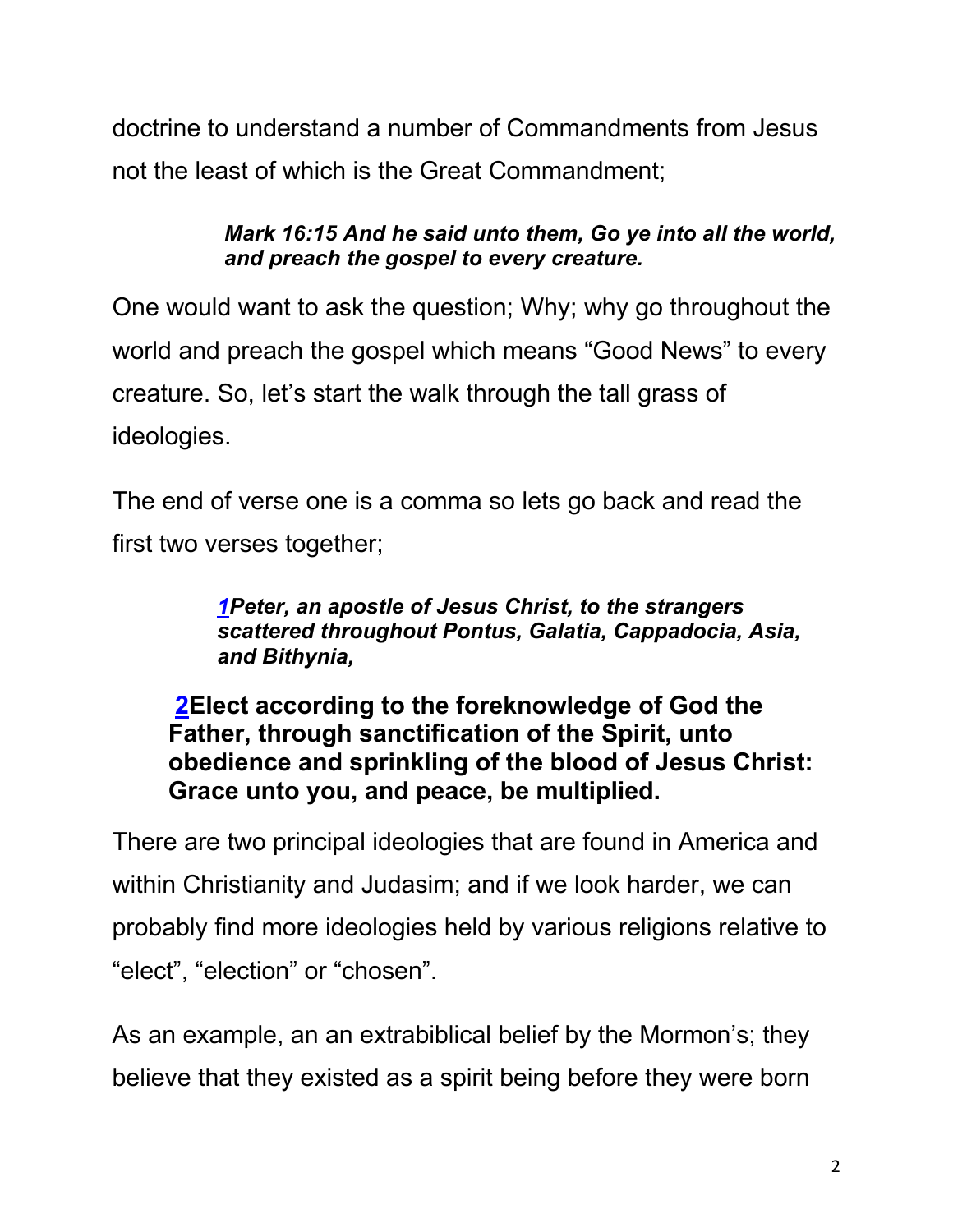doctrine to understand a number of Commandments from Jesus not the least of which is the Great Commandment;

> ***Mark 16:15 And he said unto them, Go ye into all the world, and preach the gospel to every creature.***

One would want to ask the question; Why; why go throughout the world and preach the gospel which means "Good News" to every creature. So, let's start the walk through the tall grass of ideologies.

The end of verse one is a comma so lets go back and read the first two verses together;

> ***1Peter, an apostle of Jesus Christ, to the strangers scattered throughout Pontus, Galatia, Cappadocia, Asia, and Bithynia,***

> **2Elect according to the foreknowledge of God the Father, through sanctification of the Spirit, unto obedience and sprinkling of the blood of Jesus Christ: Grace unto you, and peace, be multiplied.**

There are two principal ideologies that are found in America and within Christianity and Judasim; and if we look harder, we can probably find more ideologies held by various religions relative to "elect", "election" or "chosen".

As an example, an an extrabiblical belief by the Mormon's; they believe that they existed as a spirit being before they were born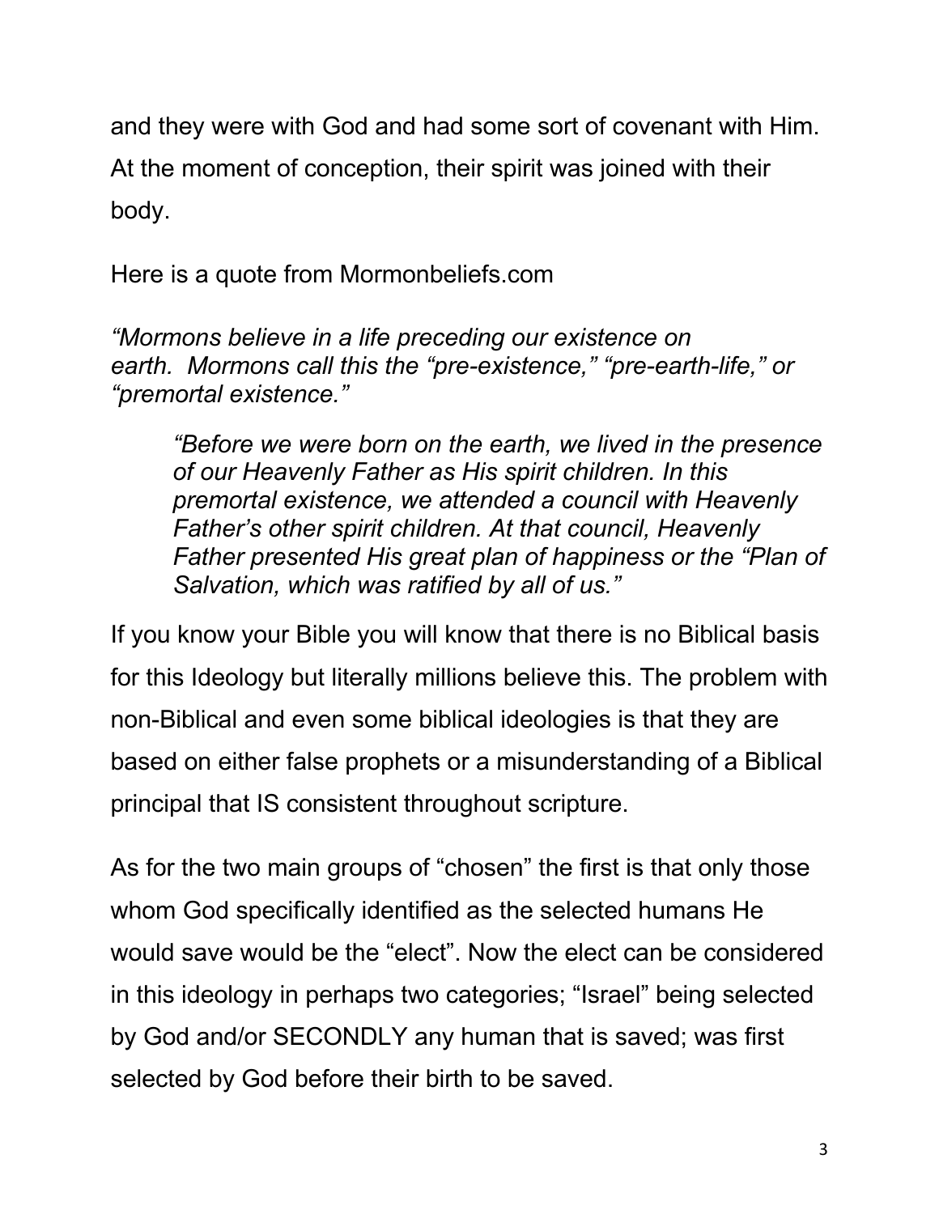and they were with God and had some sort of covenant with Him. At the moment of conception, their spirit was joined with their body.

Here is a quote from Mormonbeliefs.com

*"Mormons believe in a life preceding our existence on earth. Mormons call this the "pre-existence," "pre-earth-life," or "premortal existence."*

> *"Before we were born on the earth, we lived in the presence of our Heavenly Father as His spirit children. In this premortal existence, we attended a council with Heavenly Father's other spirit children. At that council, Heavenly Father presented His great plan of happiness or the "Plan of Salvation, which was ratified by all of us."*

If you know your Bible you will know that there is no Biblical basis for this Ideology but literally millions believe this. The problem with non-Biblical and even some biblical ideologies is that they are based on either false prophets or a misunderstanding of a Biblical principal that IS consistent throughout scripture.

As for the two main groups of "chosen" the first is that only those whom God specifically identified as the selected humans He would save would be the "elect". Now the elect can be considered in this ideology in perhaps two categories; "Israel" being selected by God and/or SECONDLY any human that is saved; was first selected by God before their birth to be saved.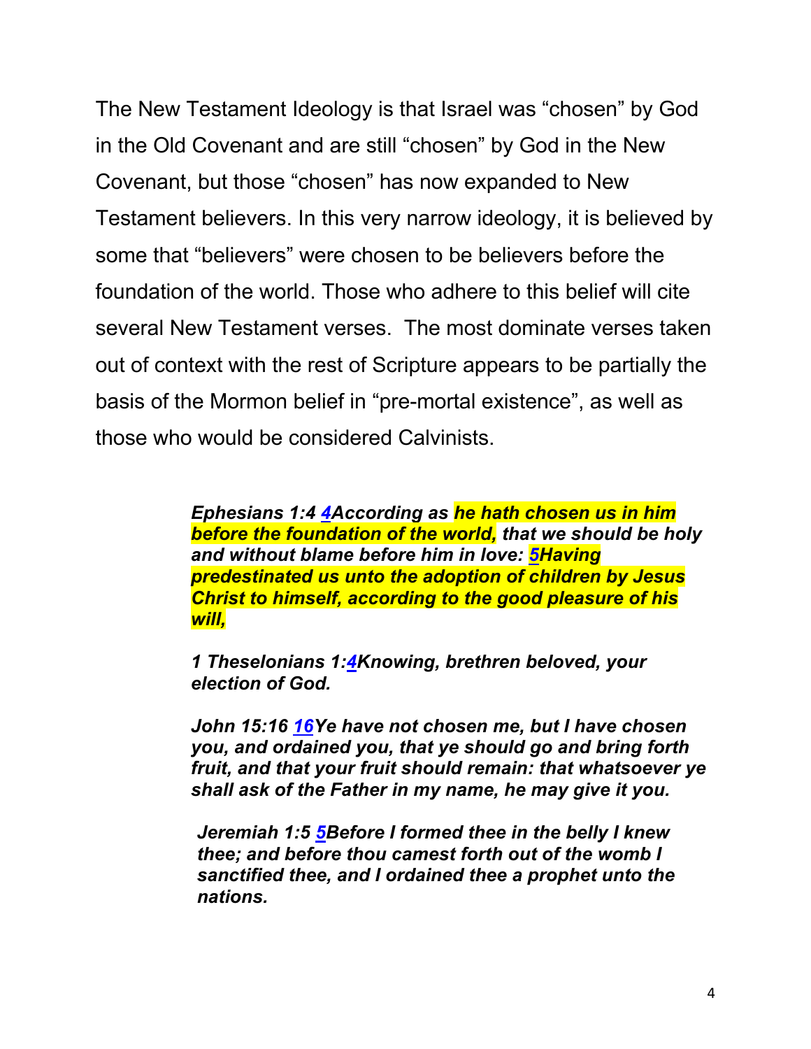The New Testament Ideology is that Israel was "chosen" by God in the Old Covenant and are still "chosen" by God in the New Covenant, but those "chosen" has now expanded to New Testament believers. In this very narrow ideology, it is believed by some that "believers" were chosen to be believers before the foundation of the world. Those who adhere to this belief will cite several New Testament verses. The most dominate verses taken out of context with the rest of Scripture appears to be partially the basis of the Mormon belief in "pre-mortal existence", as well as those who would be considered Calvinists.

> ***Ephesians 1:4 4According as he hath chosen us in him before the foundation of the world, that we should be holy and without blame before him in love: 5Having predestinated us unto the adoption of children by Jesus Christ to himself, according to the good pleasure of his will,***
>
> ***1 Theselonians 1:4Knowing, brethren beloved, your election of God.***
>
> ***John 15:16 16Ye have not chosen me, but I have chosen you, and ordained you, that ye should go and bring forth fruit, and that your fruit should remain: that whatsoever ye shall ask of the Father in my name, he may give it you.***
>
> ***Jeremiah 1:5 5Before I formed thee in the belly I knew thee; and before thou camest forth out of the womb I sanctified thee, and I ordained thee a prophet unto the nations.***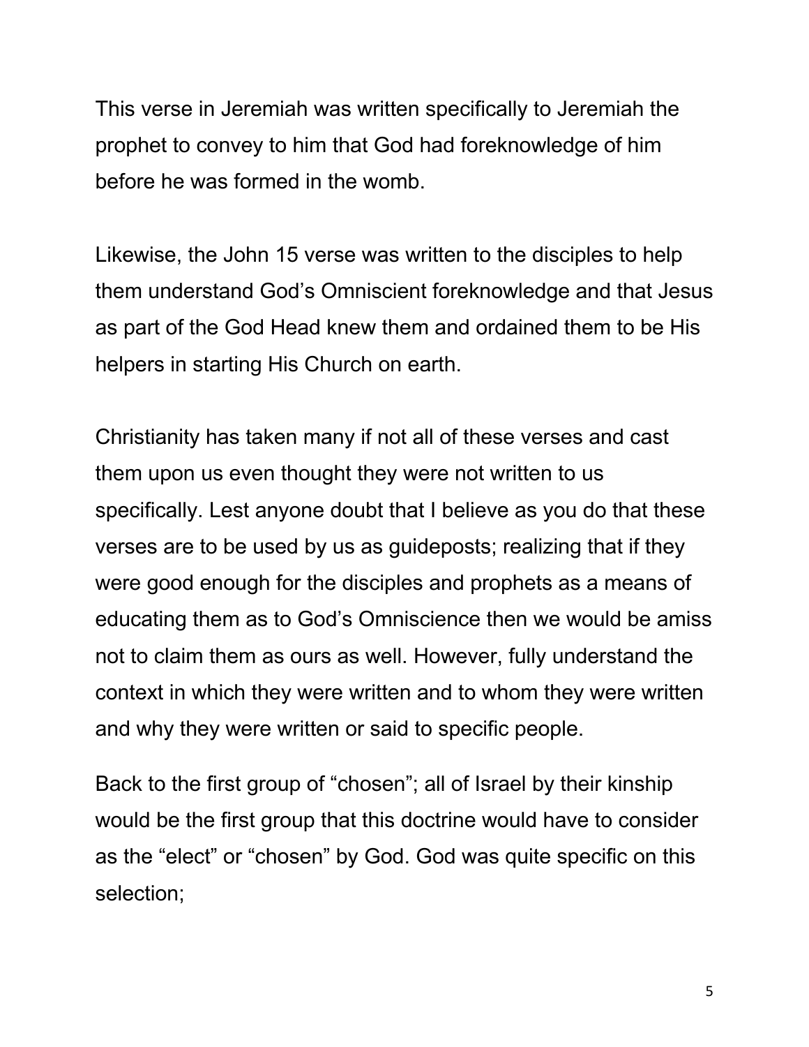This verse in Jeremiah was written specifically to Jeremiah the prophet to convey to him that God had foreknowledge of him before he was formed in the womb.

Likewise, the John 15 verse was written to the disciples to help them understand God's Omniscient foreknowledge and that Jesus as part of the God Head knew them and ordained them to be His helpers in starting His Church on earth.

Christianity has taken many if not all of these verses and cast them upon us even thought they were not written to us specifically. Lest anyone doubt that I believe as you do that these verses are to be used by us as guideposts; realizing that if they were good enough for the disciples and prophets as a means of educating them as to God's Omniscience then we would be amiss not to claim them as ours as well. However, fully understand the context in which they were written and to whom they were written and why they were written or said to specific people.

Back to the first group of "chosen"; all of Israel by their kinship would be the first group that this doctrine would have to consider as the "elect" or "chosen" by God. God was quite specific on this selection;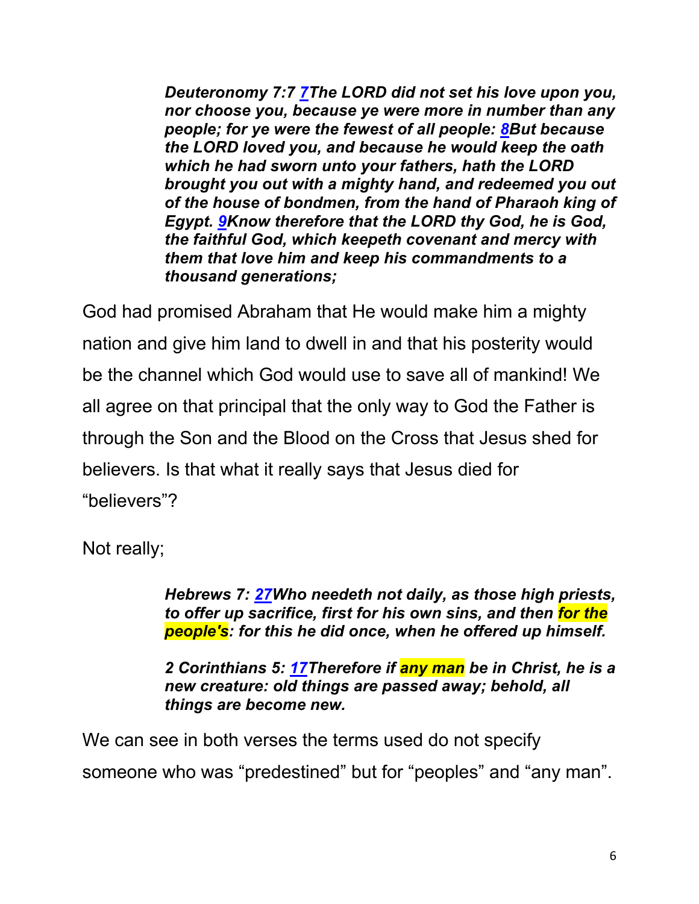> ***Deuteronomy 7:7 [7](#)The LORD did not set his love upon you, nor choose you, because ye were more in number than any people; for ye were the fewest of all people: [8](#)But because the LORD loved you, and because he would keep the oath which he had sworn unto your fathers, hath the LORD brought you out with a mighty hand, and redeemed you out of the house of bondmen, from the hand of Pharaoh king of Egypt. [9](#)Know therefore that the LORD thy God, he is God, the faithful God, which keepeth covenant and mercy with them that love him and keep his commandments to a thousand generations;***

God had promised Abraham that He would make him a mighty nation and give him land to dwell in and that his posterity would be the channel which God would use to save all of mankind! We all agree on that principal that the only way to God the Father is through the Son and the Blood on the Cross that Jesus shed for believers. Is that what it really says that Jesus died for "believers"?

Not really;

> ***Hebrews 7: [27](#)Who needeth not daily, as those high priests, to offer up sacrifice, first for his own sins, and then for the people's: for this he did once, when he offered up himself.***

> ***2 Corinthians 5: [17](#)Therefore if any man be in Christ, he is a new creature: old things are passed away; behold, all things are become new.***

We can see in both verses the terms used do not specify someone who was "predestined" but for "peoples" and "any man".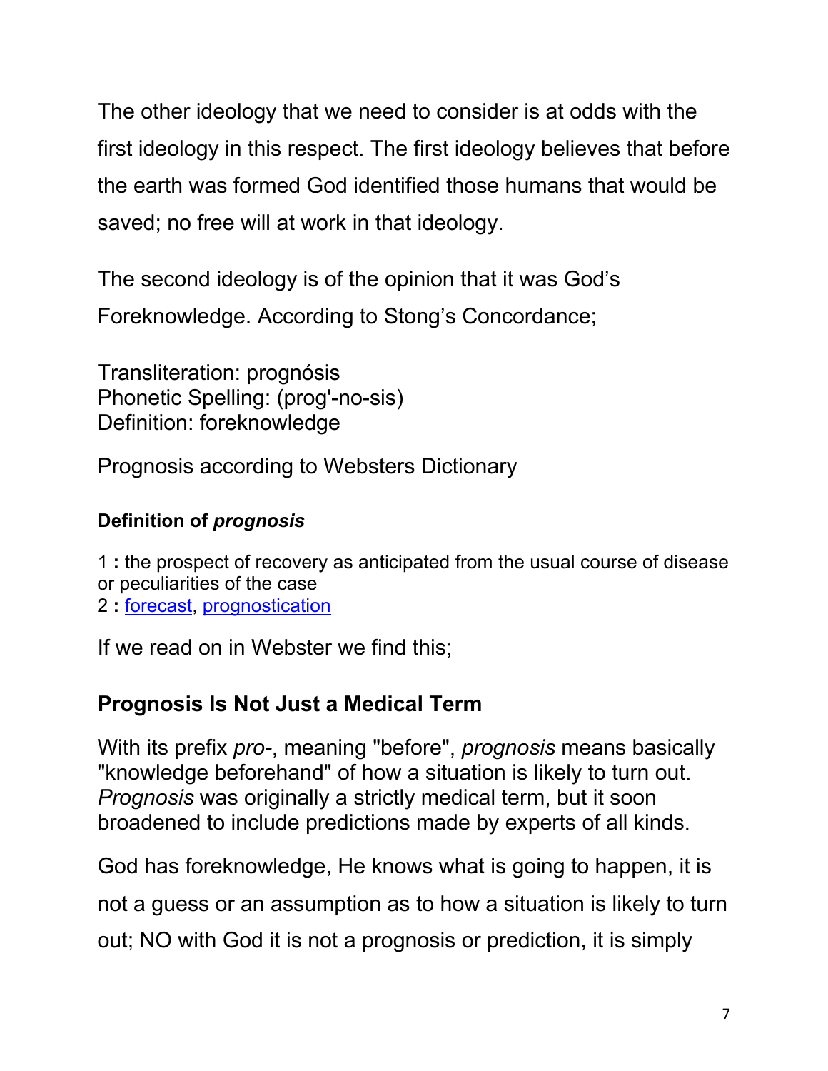The other ideology that we need to consider is at odds with the first ideology in this respect. The first ideology believes that before the earth was formed God identified those humans that would be saved; no free will at work in that ideology.

The second ideology is of the opinion that it was God's Foreknowledge. According to Stong's Concordance;

Transliteration: prognósis
Phonetic Spelling: (prog'-no-sis)
Definition: foreknowledge

Prognosis according to Websters Dictionary

**Definition of *prognosis***

1 **:** the prospect of recovery as anticipated from the usual course of disease or peculiarities of the case
2 **:** forecast, prognostication

If we read on in Webster we find this;

### Prognosis Is Not Just a Medical Term

With its prefix *pro-*, meaning "before", *prognosis* means basically "knowledge beforehand" of how a situation is likely to turn out. *Prognosis* was originally a strictly medical term, but it soon broadened to include predictions made by experts of all kinds.

God has foreknowledge, He knows what is going to happen, it is not a guess or an assumption as to how a situation is likely to turn out; NO with God it is not a prognosis or prediction, it is simply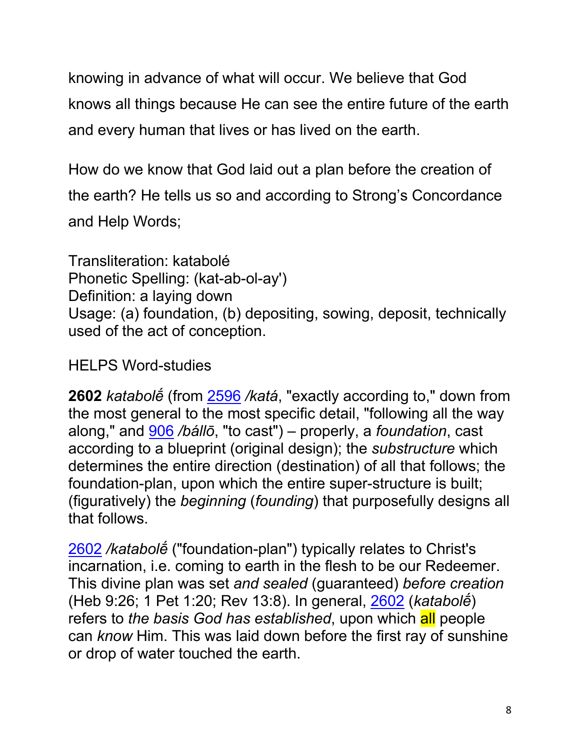knowing in advance of what will occur. We believe that God knows all things because He can see the entire future of the earth and every human that lives or has lived on the earth.

How do we know that God laid out a plan before the creation of the earth? He tells us so and according to Strong's Concordance and Help Words;

Transliteration: katabolé
Phonetic Spelling: (kat-ab-ol-ay')
Definition: a laying down
Usage: (a) foundation, (b) depositing, sowing, deposit, technically used of the act of conception.

HELPS Word-studies

**2602** *katabolḗ* (from 2596 */katá*, "exactly according to," down from the most general to the most specific detail, "following all the way along," and 906 */bállō*, "to cast") – properly, a *foundation*, cast according to a blueprint (original design); the *substructure* which determines the entire direction (destination) of all that follows; the foundation-plan, upon which the entire super-structure is built; (figuratively) the *beginning* (*founding*) that purposefully designs all that follows.

2602 */katabolḗ* ("foundation-plan") typically relates to Christ's incarnation, i.e. coming to earth in the flesh to be our Redeemer. This divine plan was set *and sealed* (guaranteed) *before creation* (Heb 9:26; 1 Pet 1:20; Rev 13:8). In general, 2602 (*katabolḗ*) refers to *the basis God has established*, upon which all people can *know* Him. This was laid down before the first ray of sunshine or drop of water touched the earth.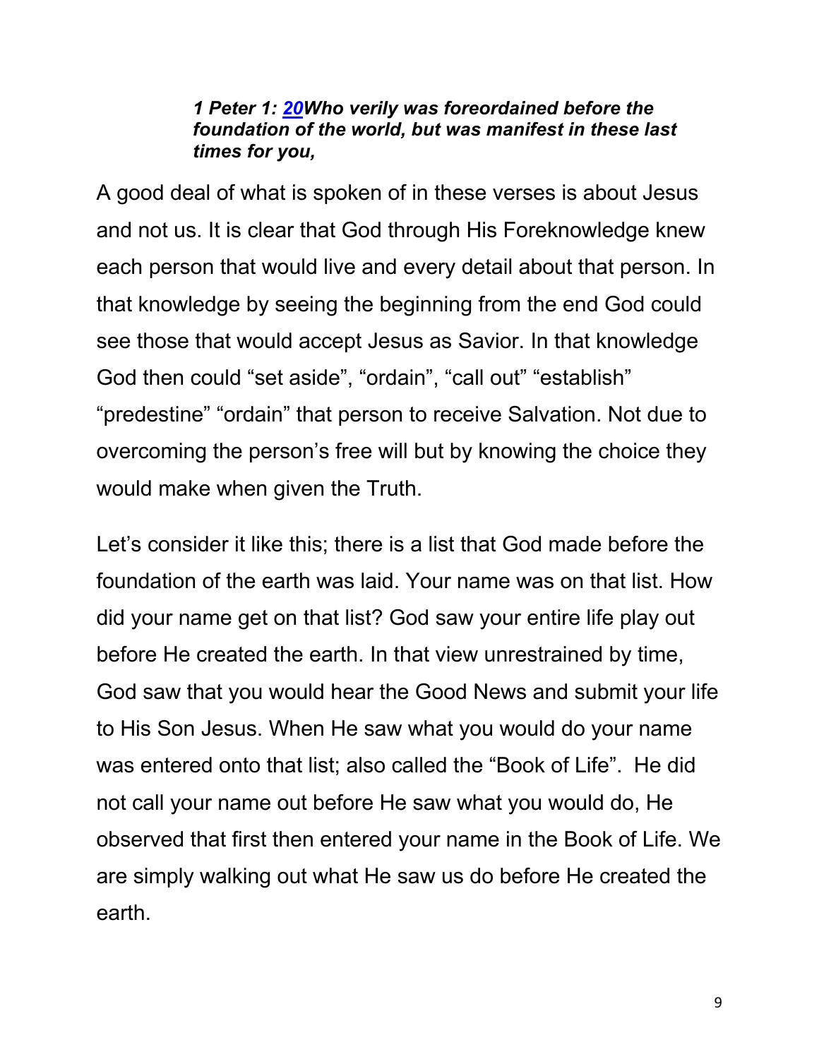***1 Peter 1: 20Who verily was foreordained before the foundation of the world, but was manifest in these last times for you,***

A good deal of what is spoken of in these verses is about Jesus and not us. It is clear that God through His Foreknowledge knew each person that would live and every detail about that person. In that knowledge by seeing the beginning from the end God could see those that would accept Jesus as Savior. In that knowledge God then could "set aside", "ordain", "call out" "establish" "predestine" "ordain" that person to receive Salvation. Not due to overcoming the person's free will but by knowing the choice they would make when given the Truth.

Let's consider it like this; there is a list that God made before the foundation of the earth was laid. Your name was on that list. How did your name get on that list? God saw your entire life play out before He created the earth. In that view unrestrained by time, God saw that you would hear the Good News and submit your life to His Son Jesus. When He saw what you would do your name was entered onto that list; also called the "Book of Life". He did not call your name out before He saw what you would do, He observed that first then entered your name in the Book of Life. We are simply walking out what He saw us do before He created the earth.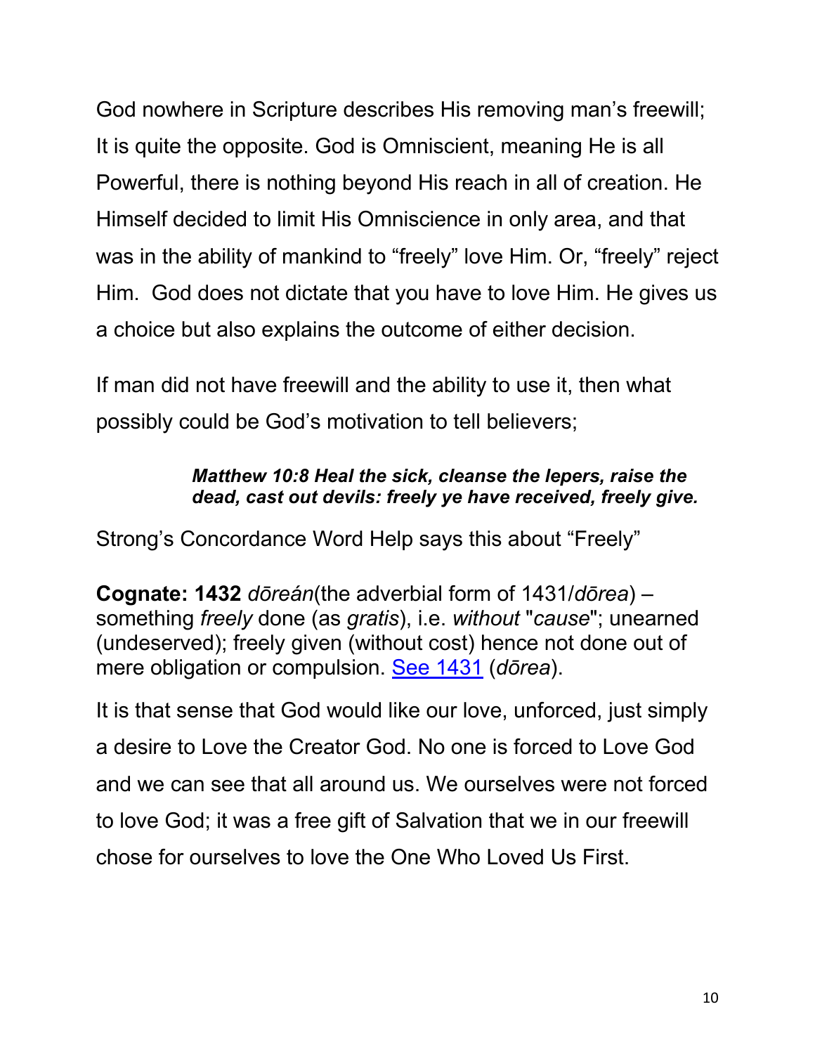God nowhere in Scripture describes His removing man's freewill; It is quite the opposite. God is Omniscient, meaning He is all Powerful, there is nothing beyond His reach in all of creation. He Himself decided to limit His Omniscience in only area, and that was in the ability of mankind to "freely" love Him. Or, "freely" reject Him. God does not dictate that you have to love Him. He gives us a choice but also explains the outcome of either decision.

If man did not have freewill and the ability to use it, then what possibly could be God's motivation to tell believers;

> ***Matthew 10:8 Heal the sick, cleanse the lepers, raise the dead, cast out devils: freely ye have received, freely give.***

Strong's Concordance Word Help says this about "Freely"

**Cognate: 1432** *dōreán*(the adverbial form of 1431/*dōrea*) – something *freely* done (as *gratis*), i.e. *without* "*cause*"; unearned (undeserved); freely given (without cost) hence not done out of mere obligation or compulsion. See 1431 (*dōrea*).

It is that sense that God would like our love, unforced, just simply a desire to Love the Creator God. No one is forced to Love God and we can see that all around us. We ourselves were not forced to love God; it was a free gift of Salvation that we in our freewill chose for ourselves to love the One Who Loved Us First.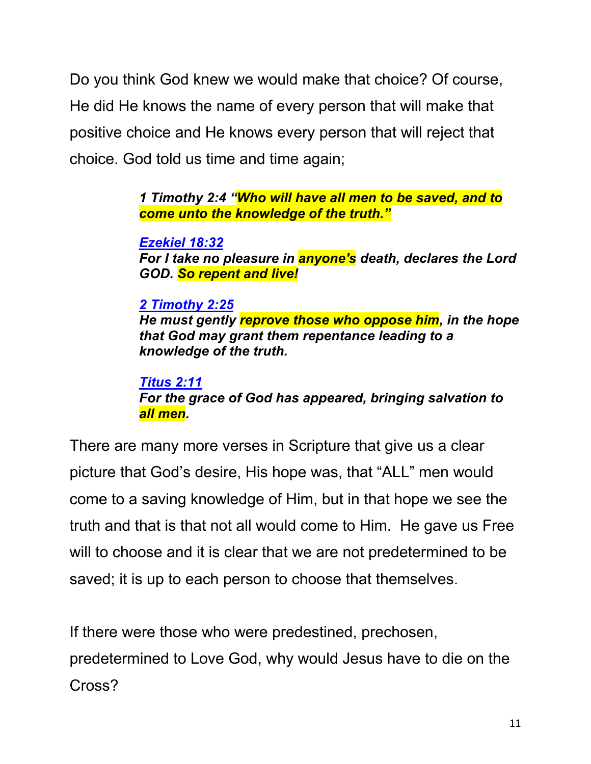Do you think God knew we would make that choice? Of course, He did He knows the name of every person that will make that positive choice and He knows every person that will reject that choice. God told us time and time again;

> ***1 Timothy 2:4 "Who will have all men to be saved, and to come unto the knowledge of the truth."***
>
> ***Ezekiel 18:32***
> ***For I take no pleasure in anyone's death, declares the Lord GOD. So repent and live!***
>
> ***2 Timothy 2:25***
> ***He must gently reprove those who oppose him, in the hope that God may grant them repentance leading to a knowledge of the truth.***
>
> ***Titus 2:11***
> ***For the grace of God has appeared, bringing salvation to all men.***

There are many more verses in Scripture that give us a clear picture that God's desire, His hope was, that "ALL" men would come to a saving knowledge of Him, but in that hope we see the truth and that is that not all would come to Him. He gave us Free will to choose and it is clear that we are not predetermined to be saved; it is up to each person to choose that themselves.

If there were those who were predestined, prechosen, predetermined to Love God, why would Jesus have to die on the Cross?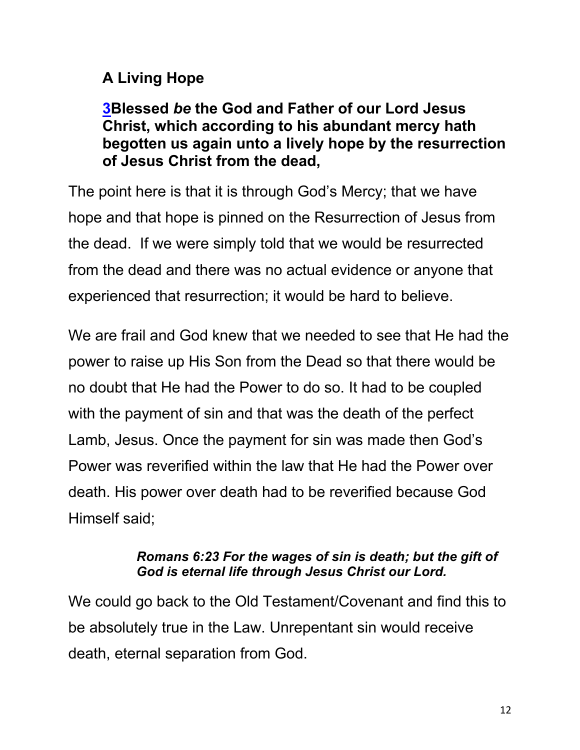**A Living Hope**

**3Blessed *be* the God and Father of our Lord Jesus Christ, which according to his abundant mercy hath begotten us again unto a lively hope by the resurrection of Jesus Christ from the dead,**

The point here is that it is through God's Mercy; that we have hope and that hope is pinned on the Resurrection of Jesus from the dead. If we were simply told that we would be resurrected from the dead and there was no actual evidence or anyone that experienced that resurrection; it would be hard to believe.

We are frail and God knew that we needed to see that He had the power to raise up His Son from the Dead so that there would be no doubt that He had the Power to do so. It had to be coupled with the payment of sin and that was the death of the perfect Lamb, Jesus. Once the payment for sin was made then God's Power was reverified within the law that He had the Power over death. His power over death had to be reverified because God Himself said;

> ***Romans 6:23 For the wages of sin is death; but the gift of God is eternal life through Jesus Christ our Lord.***

We could go back to the Old Testament/Covenant and find this to be absolutely true in the Law. Unrepentant sin would receive death, eternal separation from God.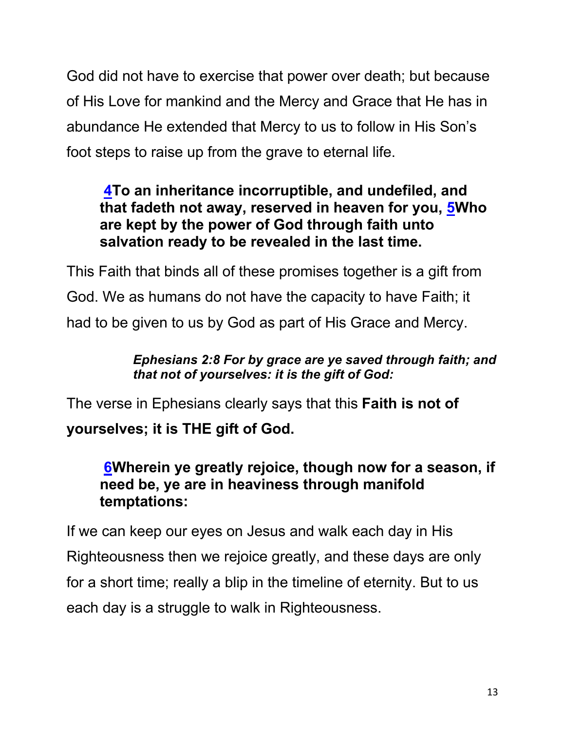God did not have to exercise that power over death; but because of His Love for mankind and the Mercy and Grace that He has in abundance He extended that Mercy to us to follow in His Son's foot steps to raise up from the grave to eternal life.

> **4To an inheritance incorruptible, and undefiled, and that fadeth not away, reserved in heaven for you, 5Who are kept by the power of God through faith unto salvation ready to be revealed in the last time.**

This Faith that binds all of these promises together is a gift from God. We as humans do not have the capacity to have Faith; it had to be given to us by God as part of His Grace and Mercy.

> ***Ephesians 2:8 For by grace are ye saved through faith; and that not of yourselves: it is the gift of God:***

The verse in Ephesians clearly says that this **Faith is not of yourselves; it is THE gift of God.**

> **6Wherein ye greatly rejoice, though now for a season, if need be, ye are in heaviness through manifold temptations:**

If we can keep our eyes on Jesus and walk each day in His Righteousness then we rejoice greatly, and these days are only for a short time; really a blip in the timeline of eternity. But to us each day is a struggle to walk in Righteousness.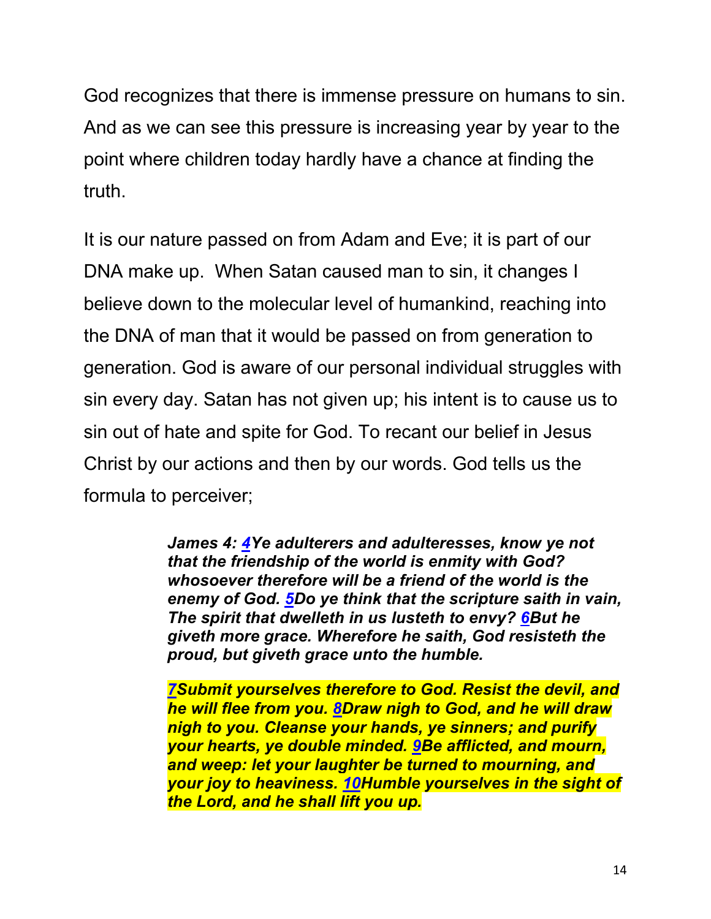God recognizes that there is immense pressure on humans to sin. And as we can see this pressure is increasing year by year to the point where children today hardly have a chance at finding the truth.

It is our nature passed on from Adam and Eve; it is part of our DNA make up. When Satan caused man to sin, it changes I believe down to the molecular level of humankind, reaching into the DNA of man that it would be passed on from generation to generation. God is aware of our personal individual struggles with sin every day. Satan has not given up; his intent is to cause us to sin out of hate and spite for God. To recant our belief in Jesus Christ by our actions and then by our words. God tells us the formula to perceiver;

> ***James 4: 4Ye adulterers and adulteresses, know ye not that the friendship of the world is enmity with God? whosoever therefore will be a friend of the world is the enemy of God. 5Do ye think that the scripture saith in vain, The spirit that dwelleth in us lusteth to envy? 6But he giveth more grace. Wherefore he saith, God resisteth the proud, but giveth grace unto the humble.***
>
> ***7Submit yourselves therefore to God. Resist the devil, and he will flee from you. 8Draw nigh to God, and he will draw nigh to you. Cleanse your hands, ye sinners; and purify your hearts, ye double minded. 9Be afflicted, and mourn, and weep: let your laughter be turned to mourning, and your joy to heaviness. 10Humble yourselves in the sight of the Lord, and he shall lift you up.***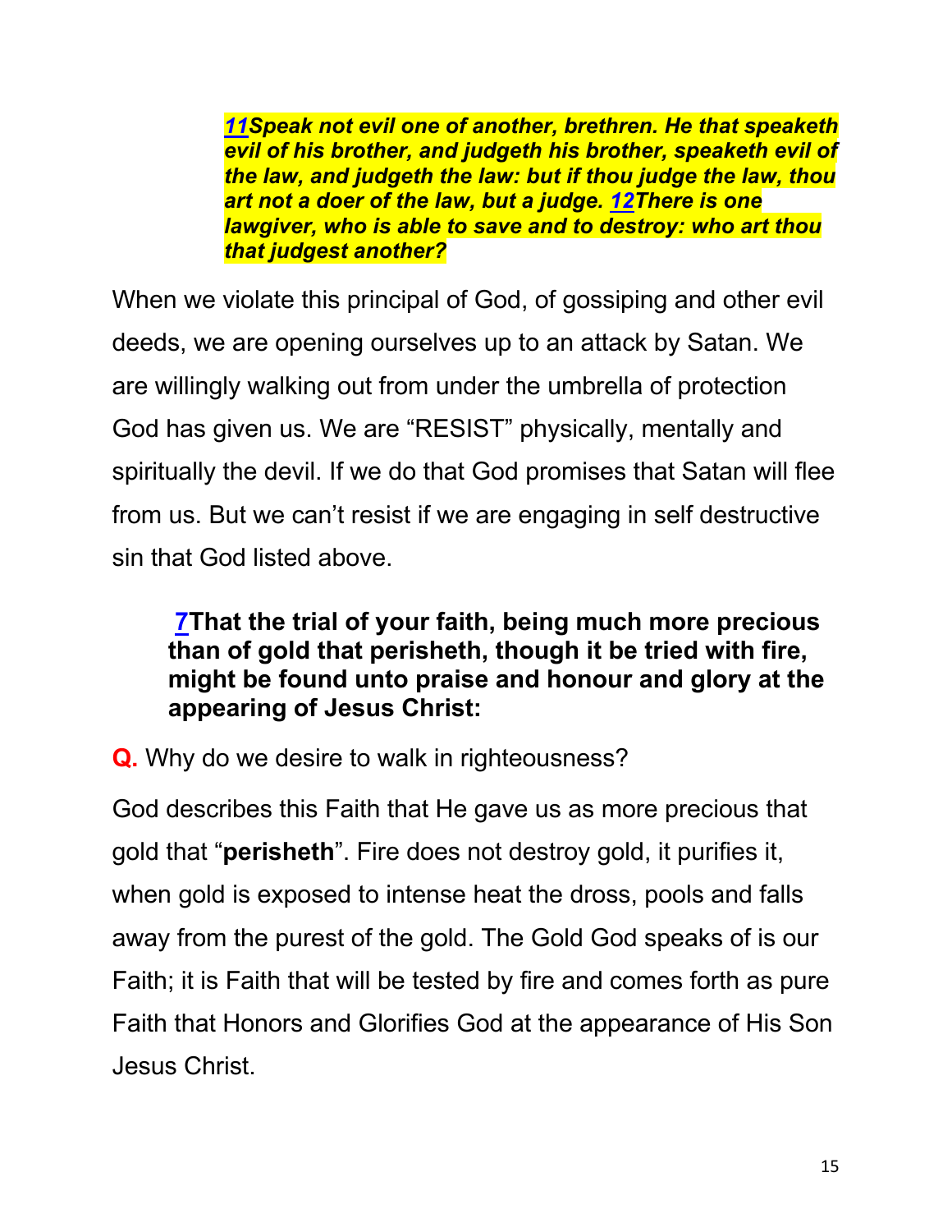***11**Speak not evil one of another, brethren. He that speaketh evil of his brother, and judgeth his brother, speaketh evil of the law, and judgeth the law: but if thou judge the law, thou art not a doer of the law, but a judge. **12**There is one lawgiver, who is able to save and to destroy: who art thou that judgest another?*

When we violate this principal of God, of gossiping and other evil deeds, we are opening ourselves up to an attack by Satan. We are willingly walking out from under the umbrella of protection God has given us. We are "RESIST" physically, mentally and spiritually the devil. If we do that God promises that Satan will flee from us. But we can't resist if we are engaging in self destructive sin that God listed above.

**7That the trial of your faith, being much more precious than of gold that perisheth, though it be tried with fire, might be found unto praise and honour and glory at the appearing of Jesus Christ:**

**Q.** Why do we desire to walk in righteousness?

God describes this Faith that He gave us as more precious that gold that "**perisheth**". Fire does not destroy gold, it purifies it, when gold is exposed to intense heat the dross, pools and falls away from the purest of the gold. The Gold God speaks of is our Faith; it is Faith that will be tested by fire and comes forth as pure Faith that Honors and Glorifies God at the appearance of His Son Jesus Christ.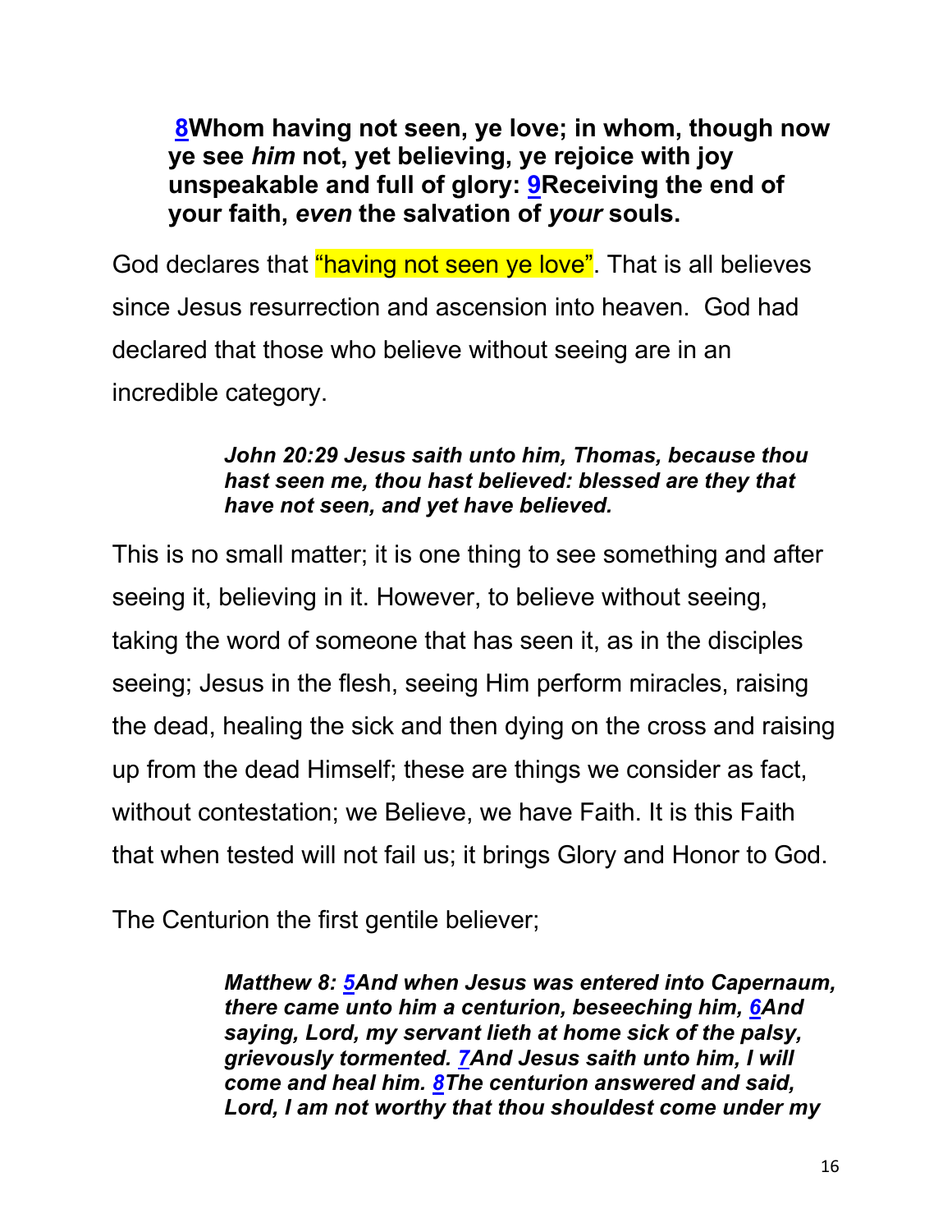**8Whom having not seen, ye love; in whom, though now ye see *him* not, yet believing, ye rejoice with joy unspeakable and full of glory: 9Receiving the end of your faith, *even* the salvation of *your* souls.**

God declares that "having not seen ye love". That is all believes since Jesus resurrection and ascension into heaven. God had declared that those who believe without seeing are in an incredible category.

> ***John 20:29 Jesus saith unto him, Thomas, because thou hast seen me, thou hast believed: blessed are they that have not seen, and yet have believed.***

This is no small matter; it is one thing to see something and after seeing it, believing in it. However, to believe without seeing, taking the word of someone that has seen it, as in the disciples seeing; Jesus in the flesh, seeing Him perform miracles, raising the dead, healing the sick and then dying on the cross and raising up from the dead Himself; these are things we consider as fact, without contestation; we Believe, we have Faith. It is this Faith that when tested will not fail us; it brings Glory and Honor to God.

The Centurion the first gentile believer;

> ***Matthew 8: 5And when Jesus was entered into Capernaum, there came unto him a centurion, beseeching him, 6And saying, Lord, my servant lieth at home sick of the palsy, grievously tormented. 7And Jesus saith unto him, I will come and heal him. 8The centurion answered and said, Lord, I am not worthy that thou shouldest come under my***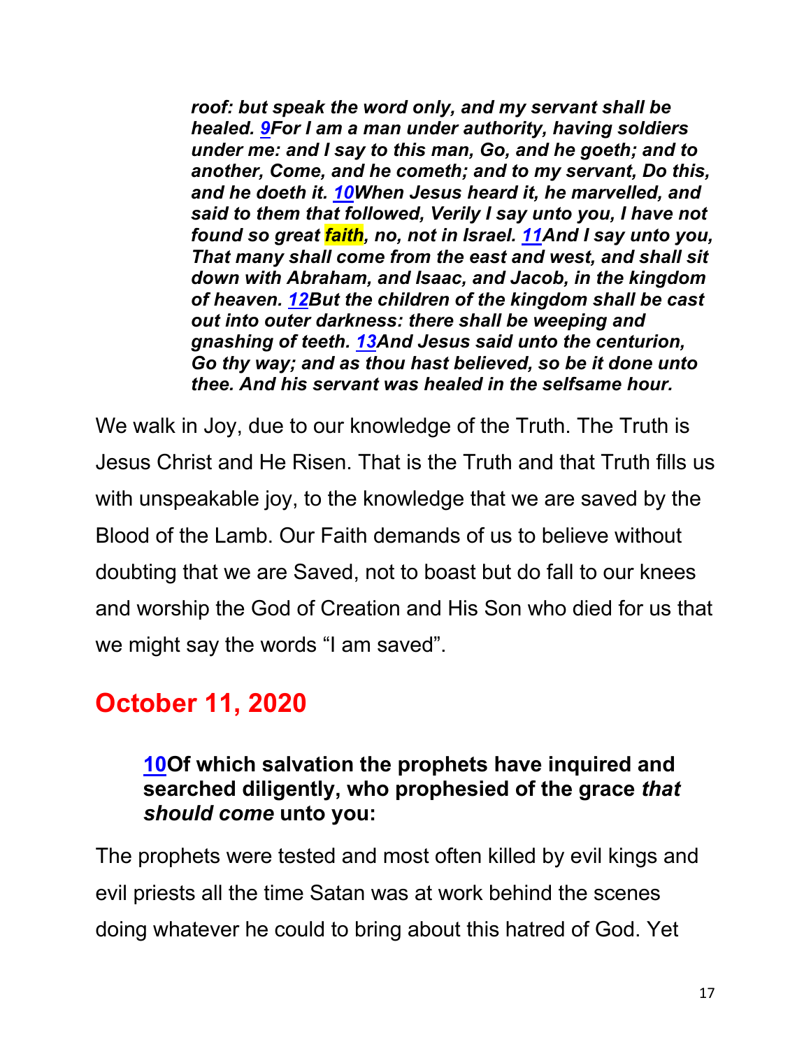***roof: but speak the word only, and my servant shall be healed. 9For I am a man under authority, having soldiers under me: and I say to this man, Go, and he goeth; and to another, Come, and he cometh; and to my servant, Do this, and he doeth it. 10When Jesus heard it, he marvelled, and said to them that followed, Verily I say unto you, I have not found so great faith, no, not in Israel. 11And I say unto you, That many shall come from the east and west, and shall sit down with Abraham, and Isaac, and Jacob, in the kingdom of heaven. 12But the children of the kingdom shall be cast out into outer darkness: there shall be weeping and gnashing of teeth. 13And Jesus said unto the centurion, Go thy way; and as thou hast believed, so be it done unto thee. And his servant was healed in the selfsame hour.***

We walk in Joy, due to our knowledge of the Truth. The Truth is Jesus Christ and He Risen. That is the Truth and that Truth fills us with unspeakable joy, to the knowledge that we are saved by the Blood of the Lamb. Our Faith demands of us to believe without doubting that we are Saved, not to boast but do fall to our knees and worship the God of Creation and His Son who died for us that we might say the words "I am saved".

## October 11, 2020

**10Of which salvation the prophets have inquired and searched diligently, who prophesied of the grace *that should come* unto you:**

The prophets were tested and most often killed by evil kings and evil priests all the time Satan was at work behind the scenes doing whatever he could to bring about this hatred of God. Yet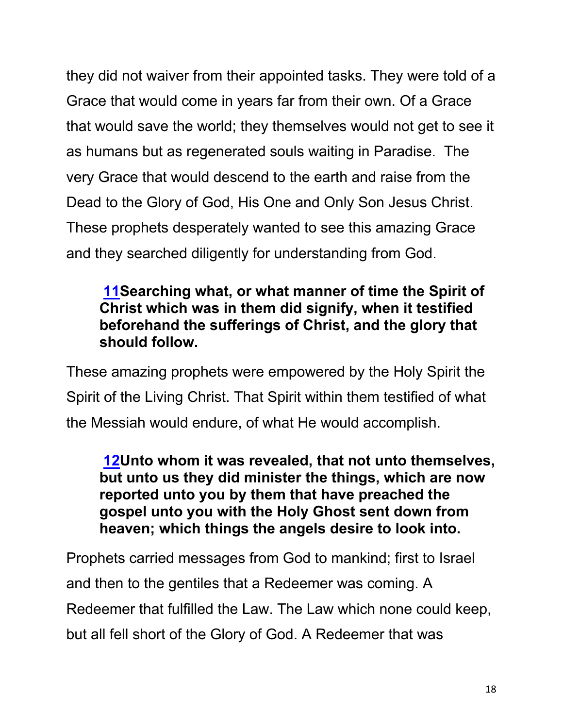they did not waiver from their appointed tasks. They were told of a Grace that would come in years far from their own. Of a Grace that would save the world; they themselves would not get to see it as humans but as regenerated souls waiting in Paradise. The very Grace that would descend to the earth and raise from the Dead to the Glory of God, His One and Only Son Jesus Christ. These prophets desperately wanted to see this amazing Grace and they searched diligently for understanding from God.

> **11Searching what, or what manner of time the Spirit of Christ which was in them did signify, when it testified beforehand the sufferings of Christ, and the glory that should follow.**

These amazing prophets were empowered by the Holy Spirit the Spirit of the Living Christ. That Spirit within them testified of what the Messiah would endure, of what He would accomplish.

> **12Unto whom it was revealed, that not unto themselves, but unto us they did minister the things, which are now reported unto you by them that have preached the gospel unto you with the Holy Ghost sent down from heaven; which things the angels desire to look into.**

Prophets carried messages from God to mankind; first to Israel and then to the gentiles that a Redeemer was coming. A Redeemer that fulfilled the Law. The Law which none could keep, but all fell short of the Glory of God. A Redeemer that was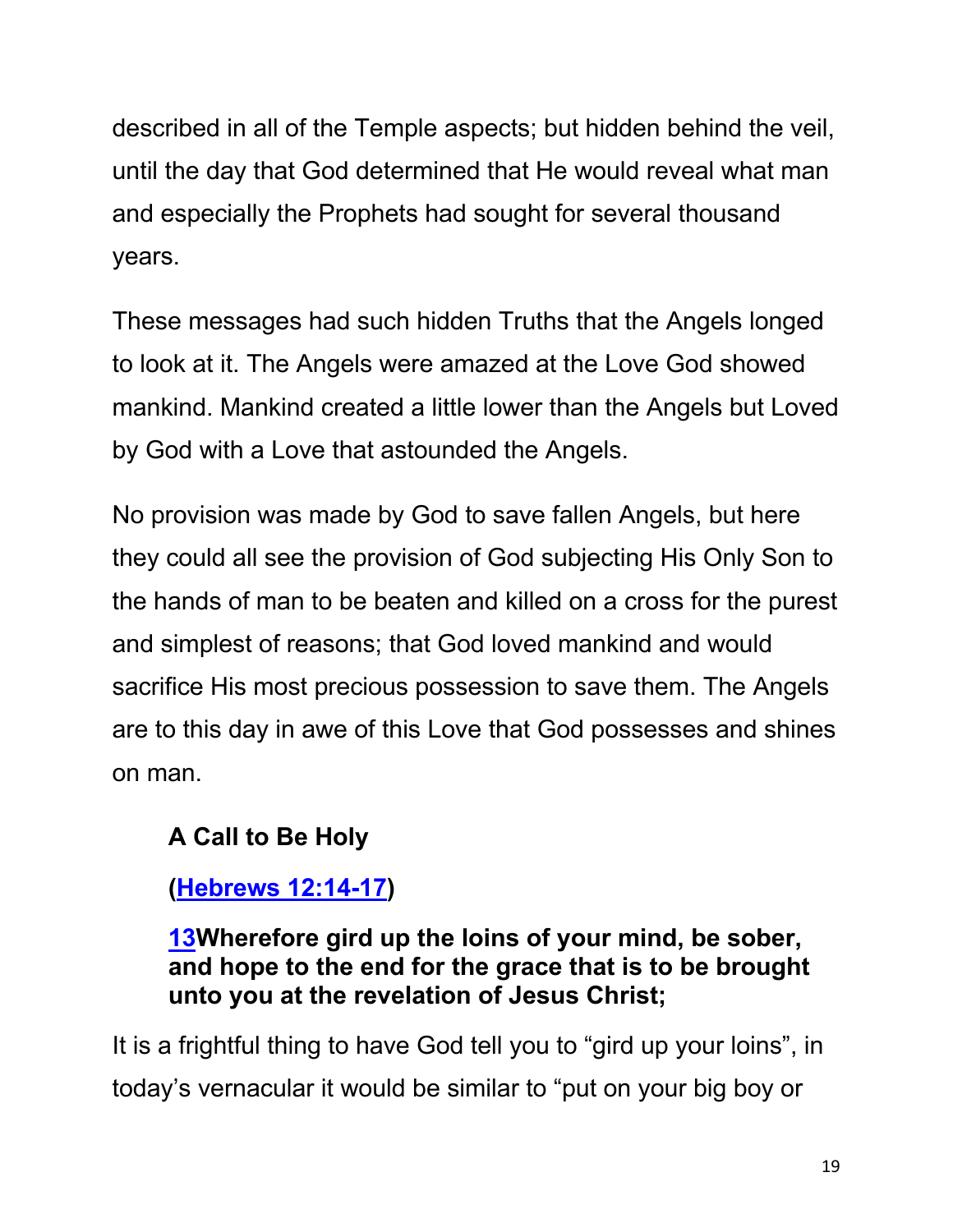described in all of the Temple aspects; but hidden behind the veil, until the day that God determined that He would reveal what man and especially the Prophets had sought for several thousand years.

These messages had such hidden Truths that the Angels longed to look at it. The Angels were amazed at the Love God showed mankind. Mankind created a little lower than the Angels but Loved by God with a Love that astounded the Angels.

No provision was made by God to save fallen Angels, but here they could all see the provision of God subjecting His Only Son to the hands of man to be beaten and killed on a cross for the purest and simplest of reasons; that God loved mankind and would sacrifice His most precious possession to save them. The Angels are to this day in awe of this Love that God possesses and shines on man.

**A Call to Be Holy**

**(Hebrews 12:14-17)**

**13Wherefore gird up the loins of your mind, be sober, and hope to the end for the grace that is to be brought unto you at the revelation of Jesus Christ;**

It is a frightful thing to have God tell you to "gird up your loins", in today's vernacular it would be similar to "put on your big boy or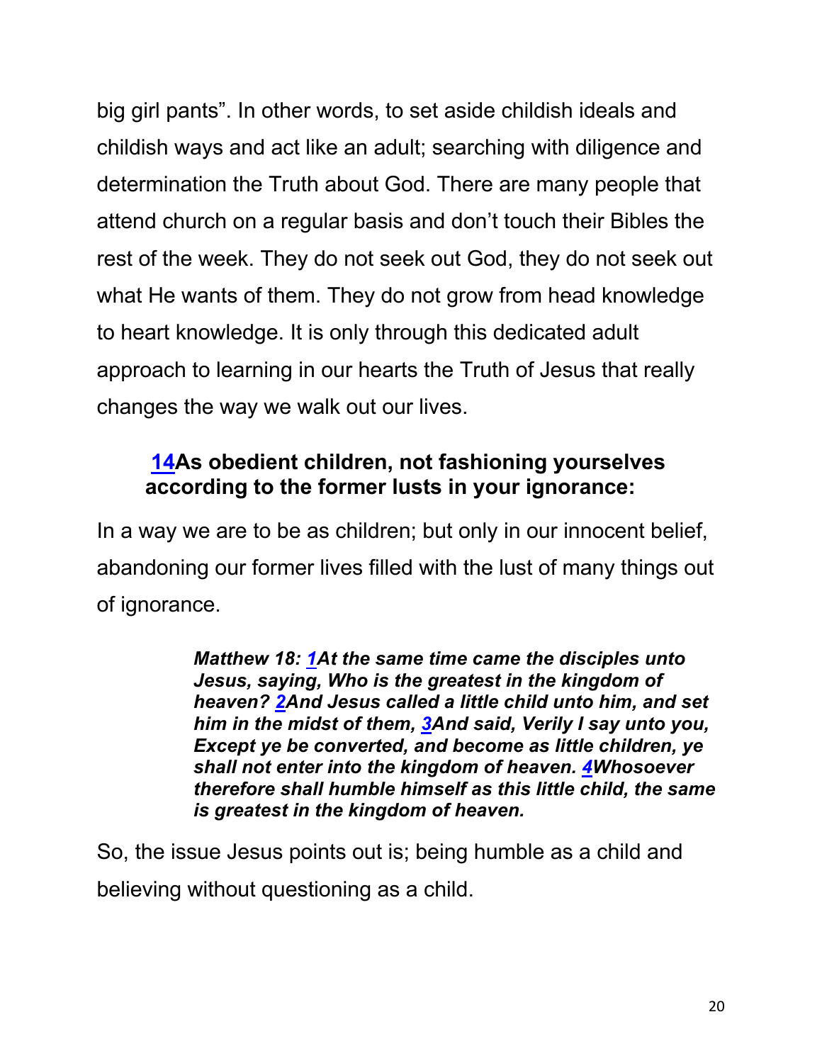big girl pants". In other words, to set aside childish ideals and childish ways and act like an adult; searching with diligence and determination the Truth about God. There are many people that attend church on a regular basis and don't touch their Bibles the rest of the week. They do not seek out God, they do not seek out what He wants of them. They do not grow from head knowledge to heart knowledge. It is only through this dedicated adult approach to learning in our hearts the Truth of Jesus that really changes the way we walk out our lives.

> **14As obedient children, not fashioning yourselves according to the former lusts in your ignorance:**

In a way we are to be as children; but only in our innocent belief, abandoning our former lives filled with the lust of many things out of ignorance.

> ***Matthew 18: 1At the same time came the disciples unto Jesus, saying, Who is the greatest in the kingdom of heaven? 2And Jesus called a little child unto him, and set him in the midst of them, 3And said, Verily I say unto you, Except ye be converted, and become as little children, ye shall not enter into the kingdom of heaven. 4Whosoever therefore shall humble himself as this little child, the same is greatest in the kingdom of heaven.***

So, the issue Jesus points out is; being humble as a child and believing without questioning as a child.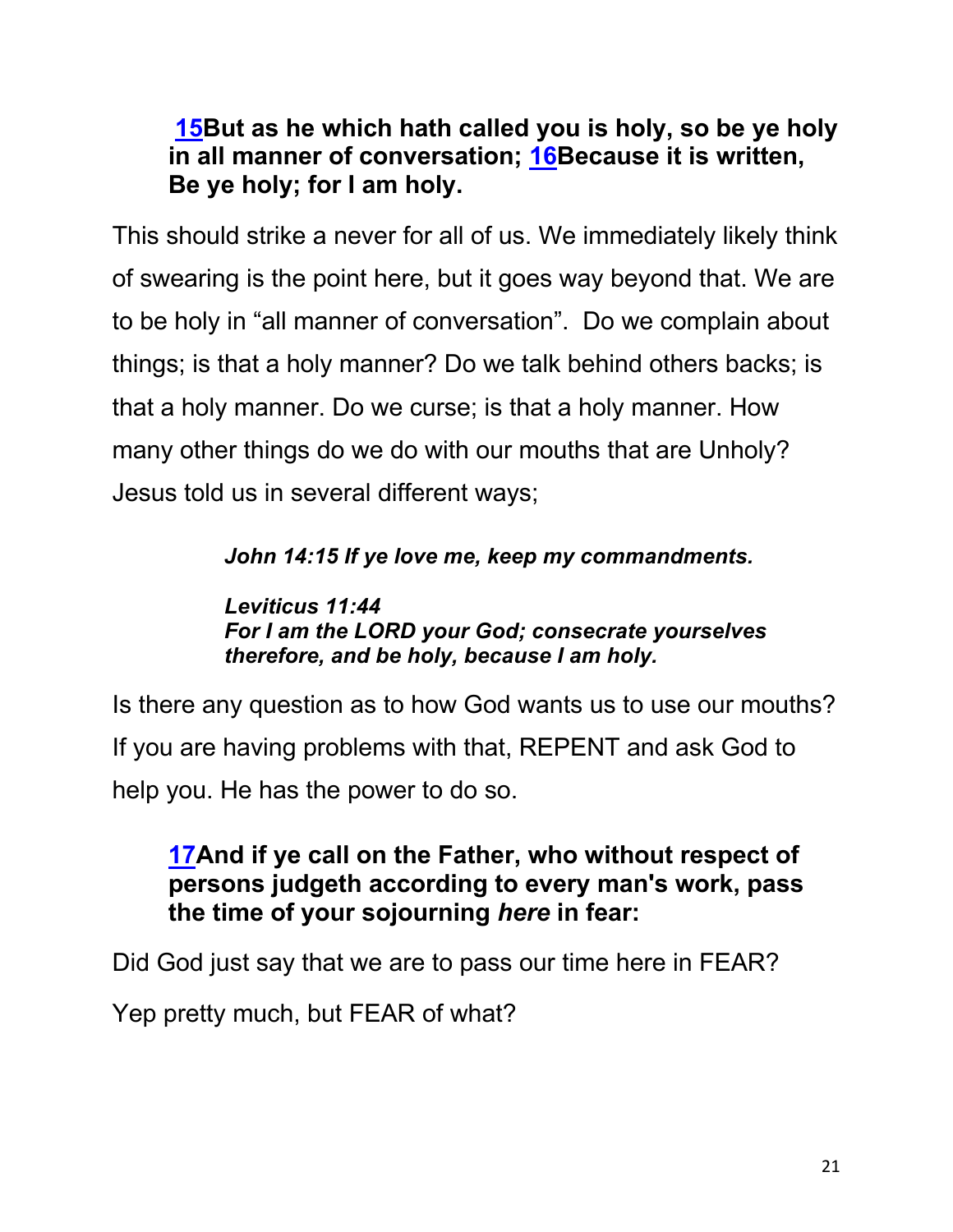**15But as he which hath called you is holy, so be ye holy in all manner of conversation; 16Because it is written, Be ye holy; for I am holy.**

This should strike a never for all of us. We immediately likely think of swearing is the point here, but it goes way beyond that. We are to be holy in “all manner of conversation”. Do we complain about things; is that a holy manner? Do we talk behind others backs; is that a holy manner. Do we curse; is that a holy manner. How many other things do we do with our mouths that are Unholy? Jesus told us in several different ways;

> ***John 14:15 If ye love me, keep my commandments.***
>
> ***Leviticus 11:44***
> ***For I am the LORD your God; consecrate yourselves therefore, and be holy, because I am holy.***

Is there any question as to how God wants us to use our mouths? If you are having problems with that, REPENT and ask God to help you. He has the power to do so.

**17And if ye call on the Father, who without respect of persons judgeth according to every man's work, pass the time of your sojourning *here* in fear:**

Did God just say that we are to pass our time here in FEAR?

Yep pretty much, but FEAR of what?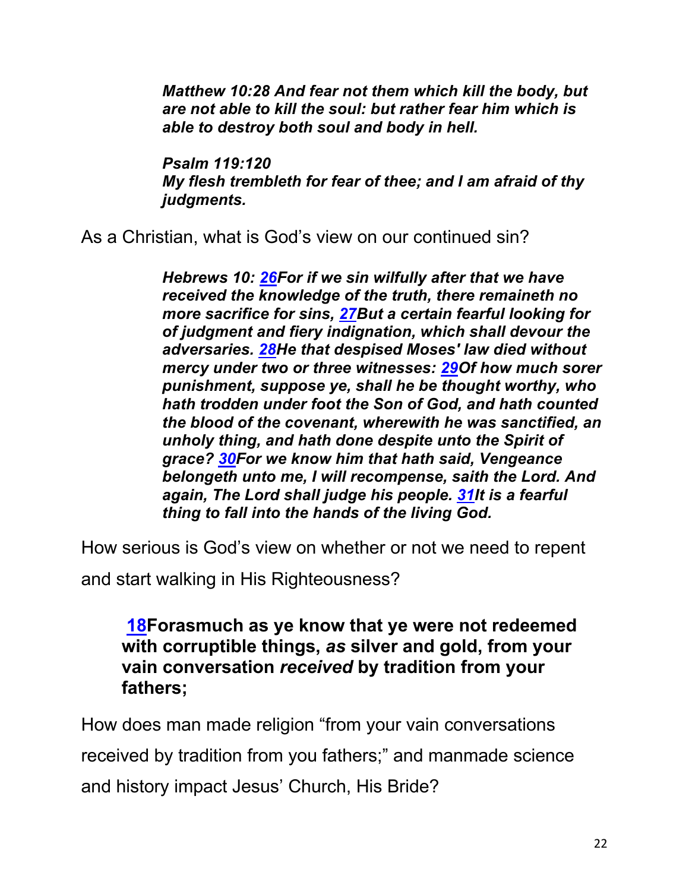***Matthew 10:28 And fear not them which kill the body, but are not able to kill the soul: but rather fear him which is able to destroy both soul and body in hell.***

***Psalm 119:120***
***My flesh trembleth for fear of thee; and I am afraid of thy judgments.***

As a Christian, what is God's view on our continued sin?

***Hebrews 10: 26For if we sin wilfully after that we have received the knowledge of the truth, there remaineth no more sacrifice for sins, 27But a certain fearful looking for of judgment and fiery indignation, which shall devour the adversaries. 28He that despised Moses' law died without mercy under two or three witnesses: 29Of how much sorer punishment, suppose ye, shall he be thought worthy, who hath trodden under foot the Son of God, and hath counted the blood of the covenant, wherewith he was sanctified, an unholy thing, and hath done despite unto the Spirit of grace? 30For we know him that hath said, Vengeance belongeth unto me, I will recompense, saith the Lord. And again, The Lord shall judge his people. 31It is a fearful thing to fall into the hands of the living God.***

How serious is God's view on whether or not we need to repent and start walking in His Righteousness?

**18Forasmuch as ye know that ye were not redeemed with corruptible things, *as* silver and gold, from your vain conversation *received* by tradition from your fathers;**

How does man made religion "from your vain conversations received by tradition from you fathers;" and manmade science and history impact Jesus' Church, His Bride?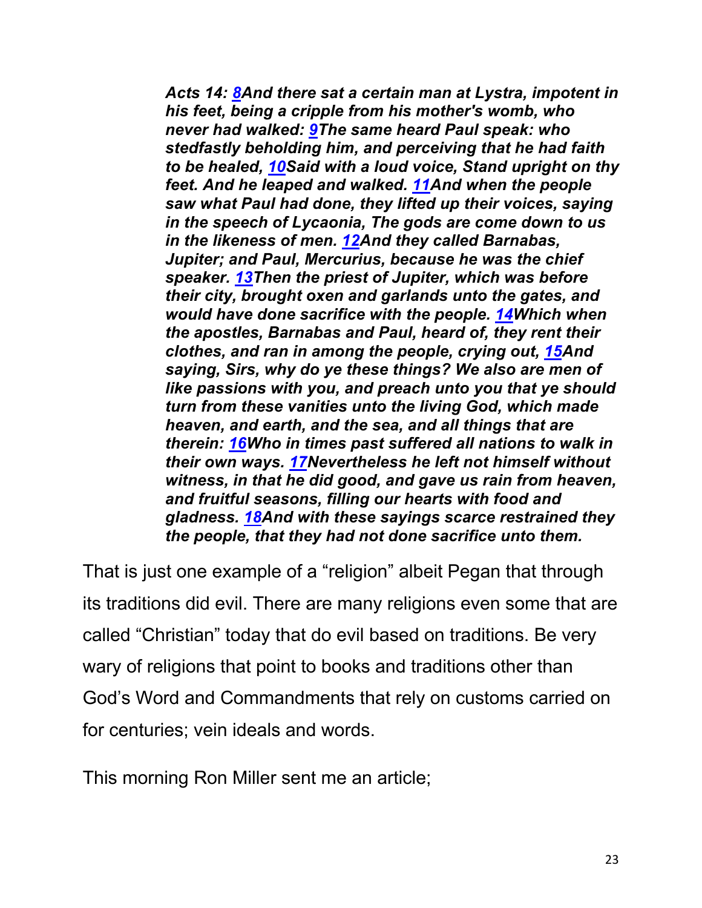***Acts 14: [8](#)And there sat a certain man at Lystra, impotent in his feet, being a cripple from his mother's womb, who never had walked: [9](#)The same heard Paul speak: who stedfastly beholding him, and perceiving that he had faith to be healed, [10](#)Said with a loud voice, Stand upright on thy feet. And he leaped and walked. [11](#)And when the people saw what Paul had done, they lifted up their voices, saying in the speech of Lycaonia, The gods are come down to us in the likeness of men. [12](#)And they called Barnabas, Jupiter; and Paul, Mercurius, because he was the chief speaker. [13](#)Then the priest of Jupiter, which was before their city, brought oxen and garlands unto the gates, and would have done sacrifice with the people. [14](#)Which when the apostles, Barnabas and Paul, heard of, they rent their clothes, and ran in among the people, crying out, [15](#)And saying, Sirs, why do ye these things? We also are men of like passions with you, and preach unto you that ye should turn from these vanities unto the living God, which made heaven, and earth, and the sea, and all things that are therein: [16](#)Who in times past suffered all nations to walk in their own ways. [17](#)Nevertheless he left not himself without witness, in that he did good, and gave us rain from heaven, and fruitful seasons, filling our hearts with food and gladness. [18](#)And with these sayings scarce restrained they the people, that they had not done sacrifice unto them.***

That is just one example of a "religion" albeit Pegan that through its traditions did evil. There are many religions even some that are called "Christian" today that do evil based on traditions. Be very wary of religions that point to books and traditions other than God's Word and Commandments that rely on customs carried on for centuries; vein ideals and words.

This morning Ron Miller sent me an article;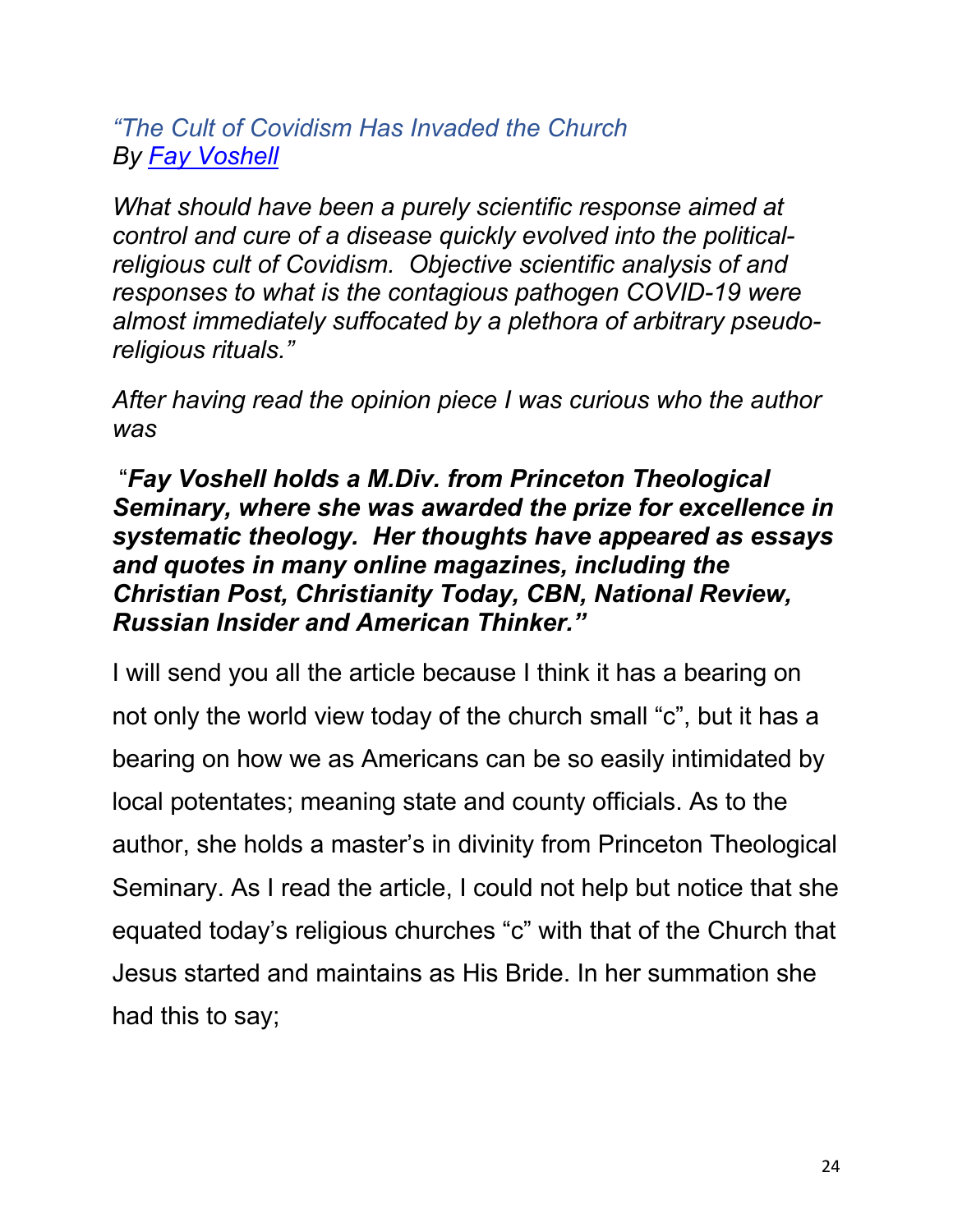*“The Cult of Covidism Has Invaded the Church*
*By [Fay Voshell]()*

*What should have been a purely scientific response aimed at control and cure of a disease quickly evolved into the political-religious cult of Covidism. Objective scientific analysis of and responses to what is the contagious pathogen COVID-19 were almost immediately suffocated by a plethora of arbitrary pseudo-religious rituals.”*

*After having read the opinion piece I was curious who the author was*

“***Fay Voshell holds a M.Div. from Princeton Theological Seminary, where she was awarded the prize for excellence in systematic theology. Her thoughts have appeared as essays and quotes in many online magazines, including the Christian Post, Christianity Today, CBN, National Review, Russian Insider and American Thinker.”***

I will send you all the article because I think it has a bearing on not only the world view today of the church small “c”, but it has a bearing on how we as Americans can be so easily intimidated by local potentates; meaning state and county officials. As to the author, she holds a master’s in divinity from Princeton Theological Seminary. As I read the article, I could not help but notice that she equated today’s religious churches “c” with that of the Church that Jesus started and maintains as His Bride. In her summation she had this to say;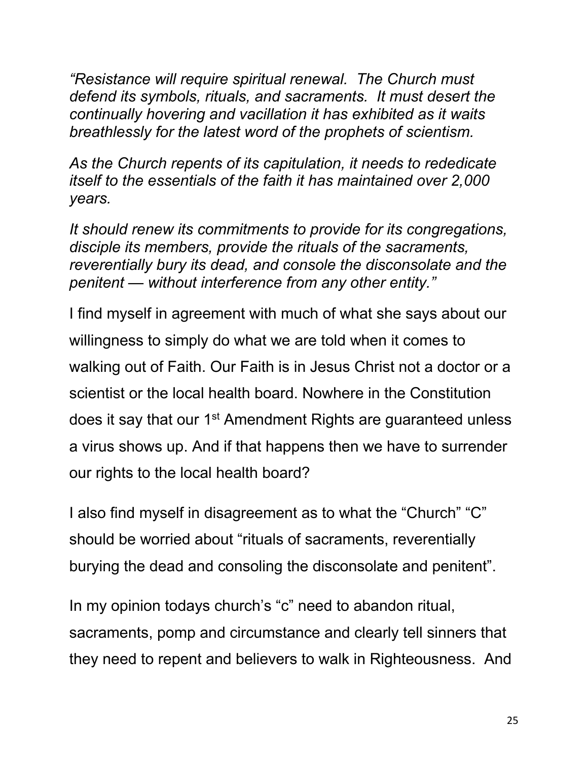*"Resistance will require spiritual renewal. The Church must defend its symbols, rituals, and sacraments. It must desert the continually hovering and vacillation it has exhibited as it waits breathlessly for the latest word of the prophets of scientism.*

*As the Church repents of its capitulation, it needs to rededicate itself to the essentials of the faith it has maintained over 2,000 years.*

*It should renew its commitments to provide for its congregations, disciple its members, provide the rituals of the sacraments, reverentially bury its dead, and console the disconsolate and the penitent — without interference from any other entity."*

I find myself in agreement with much of what she says about our willingness to simply do what we are told when it comes to walking out of Faith. Our Faith is in Jesus Christ not a doctor or a scientist or the local health board. Nowhere in the Constitution does it say that our 1st Amendment Rights are guaranteed unless a virus shows up. And if that happens then we have to surrender our rights to the local health board?

I also find myself in disagreement as to what the "Church" "C" should be worried about "rituals of sacraments, reverentially burying the dead and consoling the disconsolate and penitent".

In my opinion todays church's "c" need to abandon ritual, sacraments, pomp and circumstance and clearly tell sinners that they need to repent and believers to walk in Righteousness. And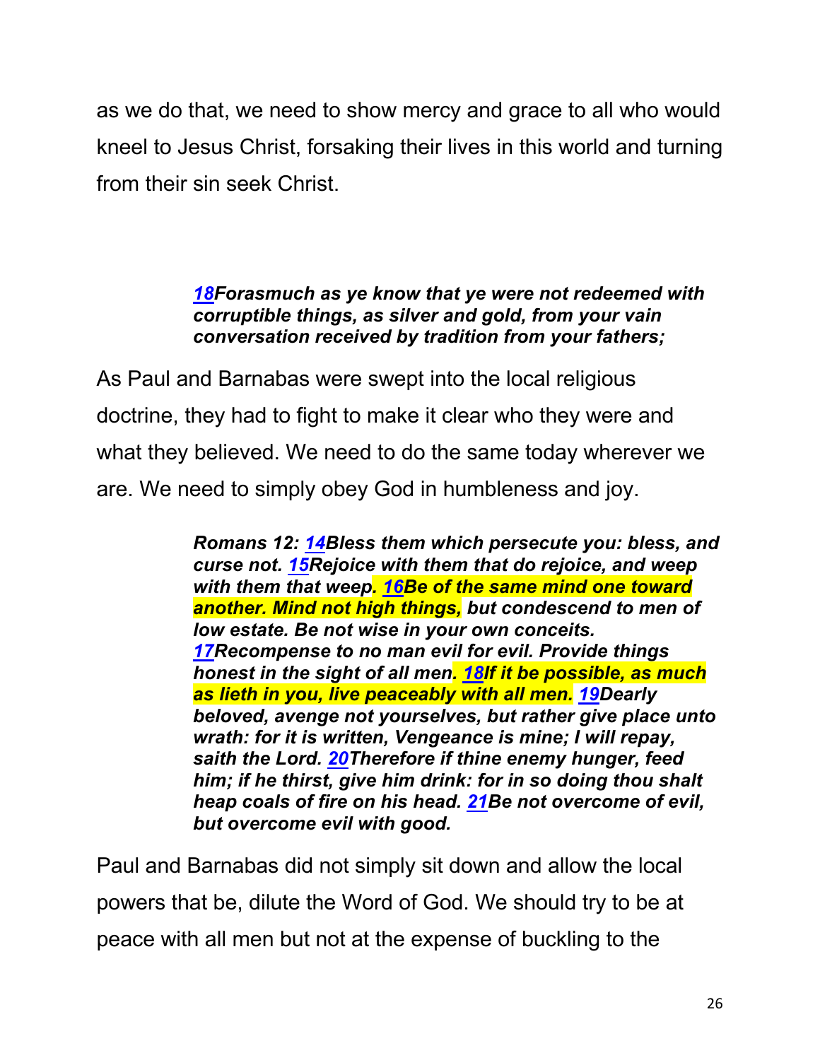as we do that, we need to show mercy and grace to all who would kneel to Jesus Christ, forsaking their lives in this world and turning from their sin seek Christ.

> ***18Forasmuch as ye know that ye were not redeemed with corruptible things, as silver and gold, from your vain conversation received by tradition from your fathers;***

As Paul and Barnabas were swept into the local religious doctrine, they had to fight to make it clear who they were and what they believed. We need to do the same today wherever we are. We need to simply obey God in humbleness and joy.

> ***Romans 12: 14Bless them which persecute you: bless, and curse not. 15Rejoice with them that do rejoice, and weep with them that weep. 16Be of the same mind one toward another. Mind not high things, but condescend to men of low estate. Be not wise in your own conceits. 17Recompense to no man evil for evil. Provide things honest in the sight of all men. 18If it be possible, as much as lieth in you, live peaceably with all men. 19Dearly beloved, avenge not yourselves, but rather give place unto wrath: for it is written, Vengeance is mine; I will repay, saith the Lord. 20Therefore if thine enemy hunger, feed him; if he thirst, give him drink: for in so doing thou shalt heap coals of fire on his head. 21Be not overcome of evil, but overcome evil with good.***

Paul and Barnabas did not simply sit down and allow the local powers that be, dilute the Word of God. We should try to be at peace with all men but not at the expense of buckling to the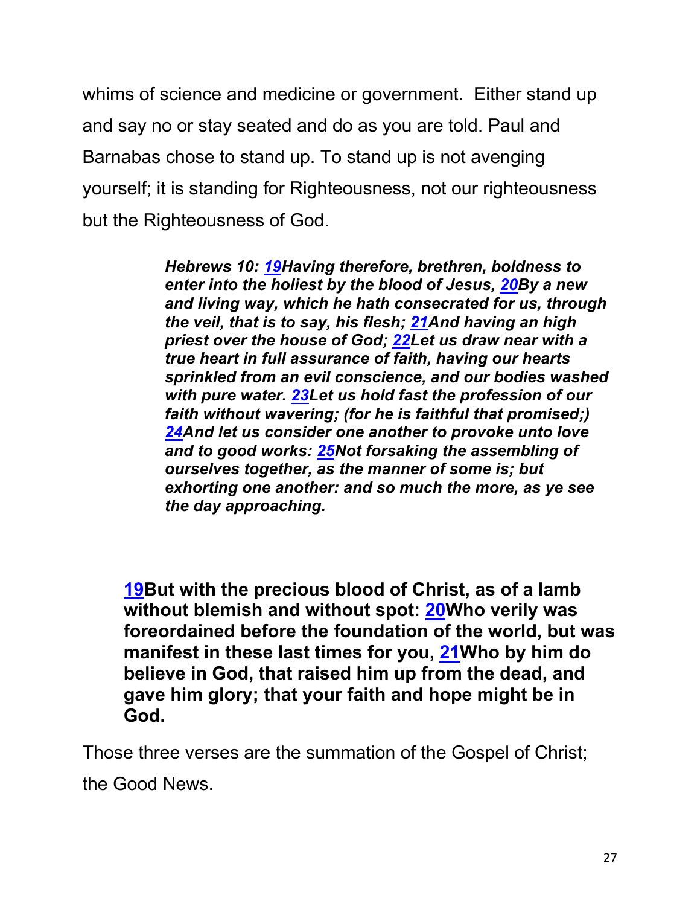whims of science and medicine or government. Either stand up and say no or stay seated and do as you are told. Paul and Barnabas chose to stand up. To stand up is not avenging yourself; it is standing for Righteousness, not our righteousness but the Righteousness of God.

> ***Hebrews 10: 19Having therefore, brethren, boldness to enter into the holiest by the blood of Jesus, 20By a new and living way, which he hath consecrated for us, through the veil, that is to say, his flesh; 21And having an high priest over the house of God; 22Let us draw near with a true heart in full assurance of faith, having our hearts sprinkled from an evil conscience, and our bodies washed with pure water. 23Let us hold fast the profession of our faith without wavering; (for he is faithful that promised;) 24And let us consider one another to provoke unto love and to good works: 25Not forsaking the assembling of ourselves together, as the manner of some is; but exhorting one another: and so much the more, as ye see the day approaching.***

> **19But with the precious blood of Christ, as of a lamb without blemish and without spot: 20Who verily was foreordained before the foundation of the world, but was manifest in these last times for you, 21Who by him do believe in God, that raised him up from the dead, and gave him glory; that your faith and hope might be in God.**

Those three verses are the summation of the Gospel of Christ; the Good News.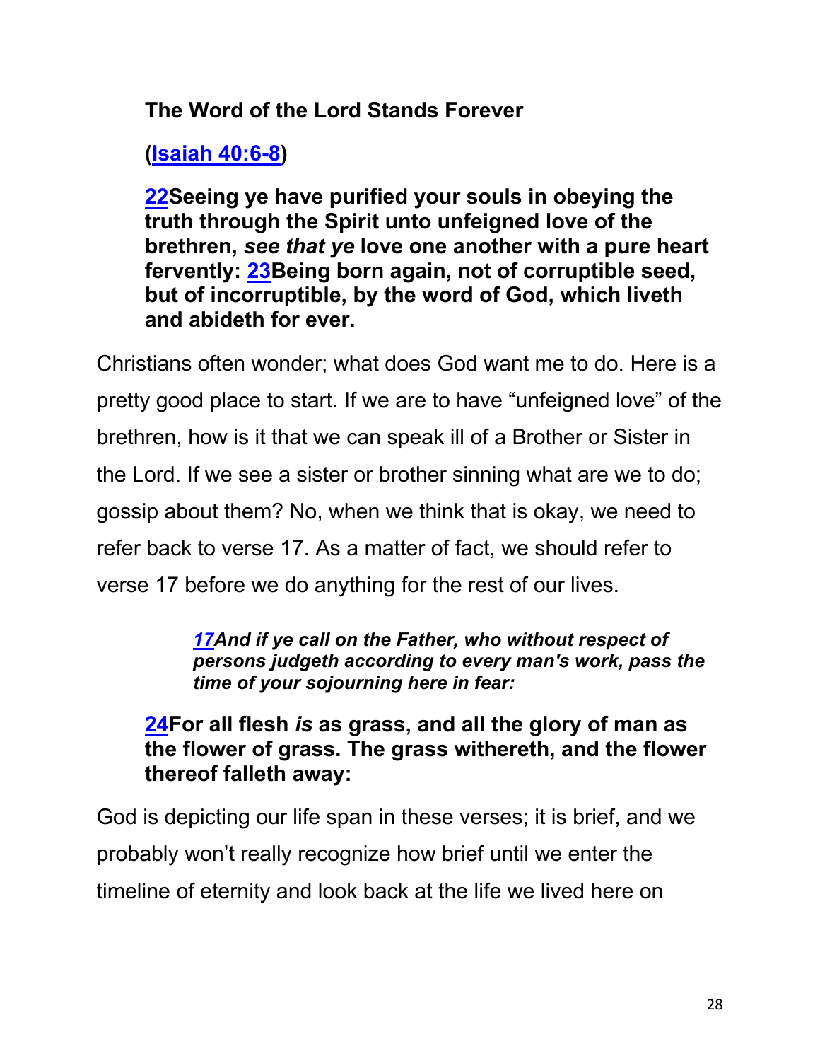**The Word of the Lord Stands Forever**

**([Isaiah 40:6-8](#))**

**[22](#)Seeing ye have purified your souls in obeying the truth through the Spirit unto unfeigned love of the brethren, *see that ye* love one another with a pure heart fervently: [23](#)Being born again, not of corruptible seed, but of incorruptible, by the word of God, which liveth and abideth for ever.**

Christians often wonder; what does God want me to do. Here is a pretty good place to start. If we are to have "unfeigned love" of the brethren, how is it that we can speak ill of a Brother or Sister in the Lord. If we see a sister or brother sinning what are we to do; gossip about them? No, when we think that is okay, we need to refer back to verse 17. As a matter of fact, we should refer to verse 17 before we do anything for the rest of our lives.

> ***[17](#)And if ye call on the Father, who without respect of persons judgeth according to every man's work, pass the time of your sojourning here in fear:***

**[24](#)For all flesh *is* as grass, and all the glory of man as the flower of grass. The grass withereth, and the flower thereof falleth away:**

God is depicting our life span in these verses; it is brief, and we probably won't really recognize how brief until we enter the timeline of eternity and look back at the life we lived here on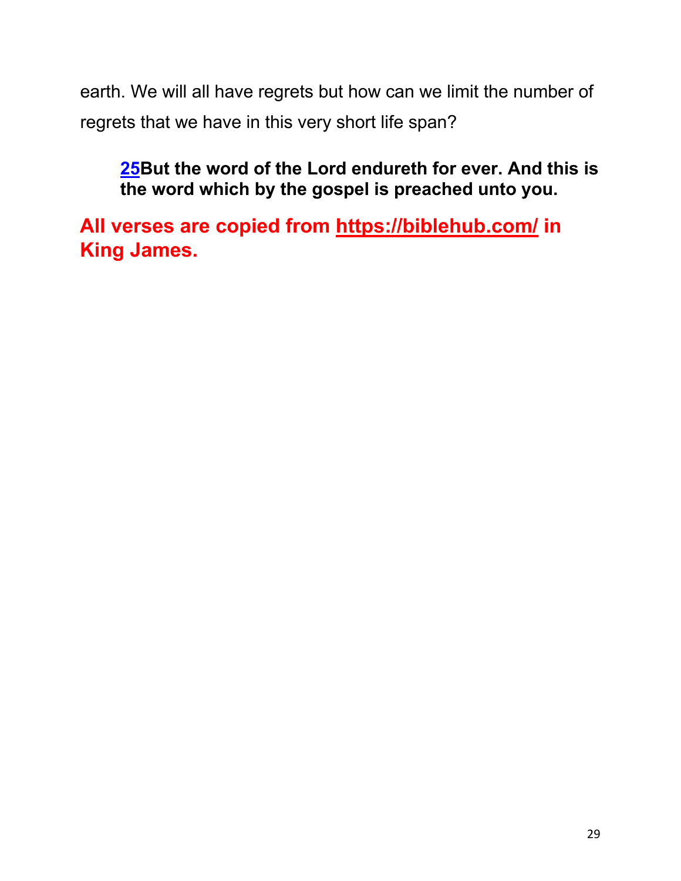earth. We will all have regrets but how can we limit the number of regrets that we have in this very short life span?

> **25But the word of the Lord endureth for ever. And this is the word which by the gospel is preached unto you.**

**All verses are copied from https://biblehub.com/ in King James.**